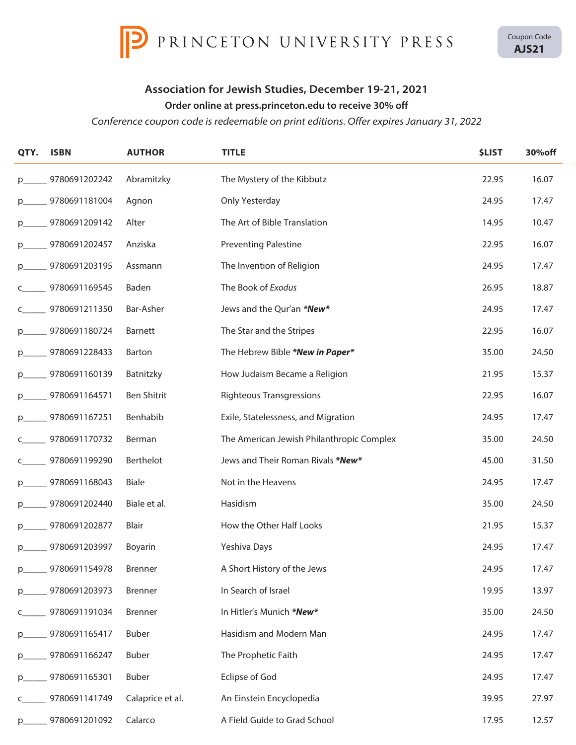PRINCETON UNIVERSITY PRESS

Coupon Code
**AJS21**

## Association for Jewish Studies, December 19-21, 2021

**Order online at press.princeton.edu to receive 30% off**

*Conference coupon code is redeemable on print editions. Offer expires January 31, 2022*

| QTY. | ISBN | AUTHOR | TITLE | $LIST | 30%off |
|---|---|---|---|---|---|
| p_____ | 9780691202242 | Abramitzky | The Mystery of the Kibbutz | 22.95 | 16.07 |
| p_____ | 9780691181004 | Agnon | Only Yesterday | 24.95 | 17.47 |
| p_____ | 9780691209142 | Alter | The Art of Bible Translation | 14.95 | 10.47 |
| p_____ | 9780691202457 | Anziska | Preventing Palestine | 22.95 | 16.07 |
| p_____ | 9780691203195 | Assmann | The Invention of Religion | 24.95 | 17.47 |
| c_____ | 9780691169545 | Baden | The Book of *Exodus* | 26.95 | 18.87 |
| c_____ | 9780691211350 | Bar-Asher | Jews and the Qur'an ***New*** | 24.95 | 17.47 |
| p_____ | 9780691180724 | Barnett | The Star and the Stripes | 22.95 | 16.07 |
| p_____ | 9780691228433 | Barton | The Hebrew Bible ***New in Paper*** | 35.00 | 24.50 |
| p_____ | 9780691160139 | Batnitzky | How Judaism Became a Religion | 21.95 | 15.37 |
| p_____ | 9780691164571 | Ben Shitrit | Righteous Transgressions | 22.95 | 16.07 |
| p_____ | 9780691167251 | Benhabib | Exile, Statelessness, and Migration | 24.95 | 17.47 |
| c_____ | 9780691170732 | Berman | The American Jewish Philanthropic Complex | 35.00 | 24.50 |
| c_____ | 9780691199290 | Berthelot | Jews and Their Roman Rivals ***New*** | 45.00 | 31.50 |
| p_____ | 9780691168043 | Biale | Not in the Heavens | 24.95 | 17.47 |
| p_____ | 9780691202440 | Biale et al. | Hasidism | 35.00 | 24.50 |
| p_____ | 9780691202877 | Blair | How the Other Half Looks | 21.95 | 15.37 |
| p_____ | 9780691203997 | Boyarin | Yeshiva Days | 24.95 | 17.47 |
| p_____ | 9780691154978 | Brenner | A Short History of the Jews | 24.95 | 17.47 |
| p_____ | 9780691203973 | Brenner | In Search of Israel | 19.95 | 13.97 |
| c_____ | 9780691191034 | Brenner | In Hitler's Munich ***New*** | 35.00 | 24.50 |
| p_____ | 9780691165417 | Buber | Hasidism and Modern Man | 24.95 | 17.47 |
| p_____ | 9780691166247 | Buber | The Prophetic Faith | 24.95 | 17.47 |
| p_____ | 9780691165301 | Buber | Eclipse of God | 24.95 | 17.47 |
| c_____ | 9780691141749 | Calaprice et al. | An Einstein Encyclopedia | 39.95 | 27.97 |
| p_____ | 9780691201092 | Calarco | A Field Guide to Grad School | 17.95 | 12.57 |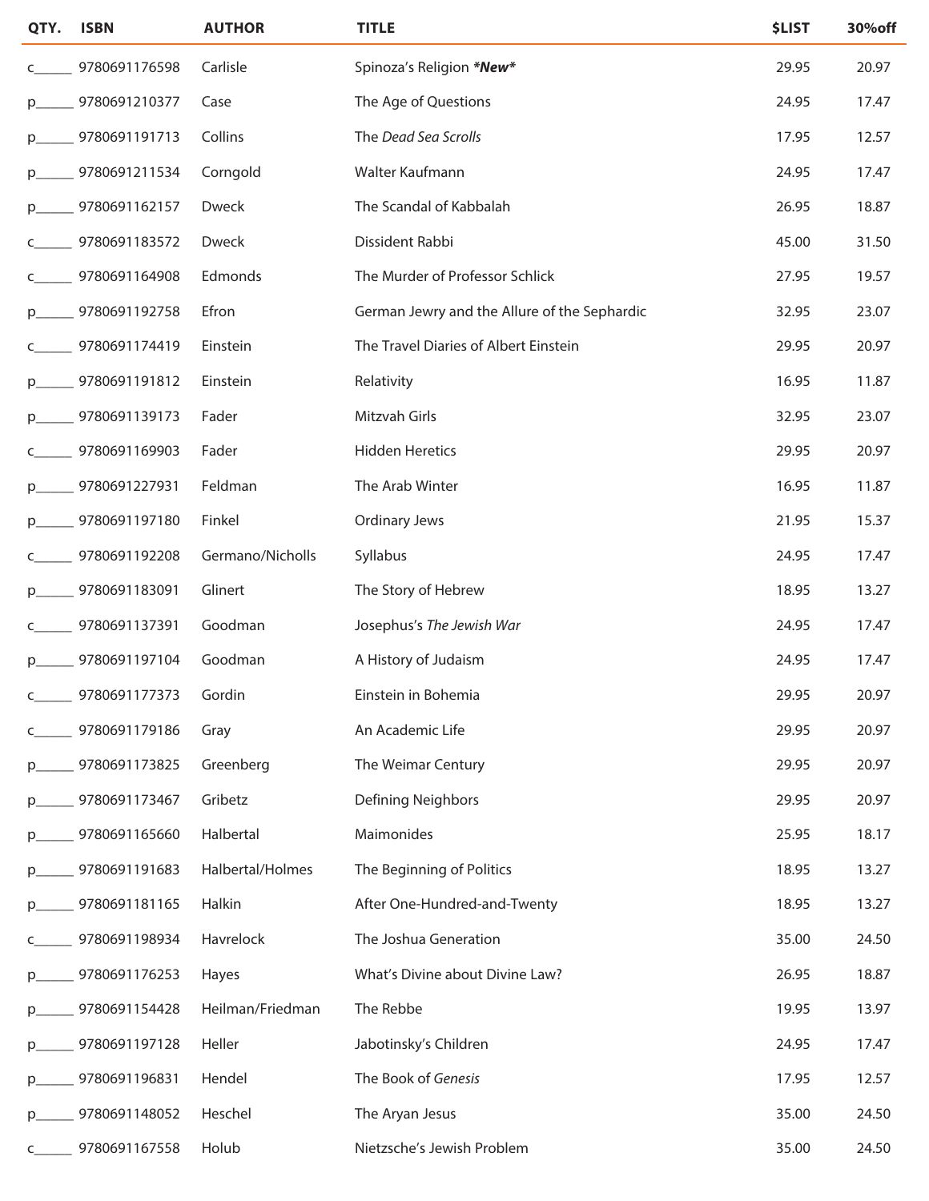| QTY. | ISBN | AUTHOR | TITLE | $LIST | 30%off |
|---|---|---|---|---|---|
| c_____ | 9780691176598 | Carlisle | Spinoza's Religion ***New*** | 29.95 | 20.97 |
| p_____ | 9780691210377 | Case | The Age of Questions | 24.95 | 17.47 |
| p_____ | 9780691191713 | Collins | The *Dead Sea Scrolls* | 17.95 | 12.57 |
| p_____ | 9780691211534 | Corngold | Walter Kaufmann | 24.95 | 17.47 |
| p_____ | 9780691162157 | Dweck | The Scandal of Kabbalah | 26.95 | 18.87 |
| c_____ | 9780691183572 | Dweck | Dissident Rabbi | 45.00 | 31.50 |
| c_____ | 9780691164908 | Edmonds | The Murder of Professor Schlick | 27.95 | 19.57 |
| p_____ | 9780691192758 | Efron | German Jewry and the Allure of the Sephardic | 32.95 | 23.07 |
| c_____ | 9780691174419 | Einstein | The Travel Diaries of Albert Einstein | 29.95 | 20.97 |
| p_____ | 9780691191812 | Einstein | Relativity | 16.95 | 11.87 |
| p_____ | 9780691139173 | Fader | Mitzvah Girls | 32.95 | 23.07 |
| c_____ | 9780691169903 | Fader | Hidden Heretics | 29.95 | 20.97 |
| p_____ | 9780691227931 | Feldman | The Arab Winter | 16.95 | 11.87 |
| p_____ | 9780691197180 | Finkel | Ordinary Jews | 21.95 | 15.37 |
| c_____ | 9780691192208 | Germano/Nicholls | Syllabus | 24.95 | 17.47 |
| p_____ | 9780691183091 | Glinert | The Story of Hebrew | 18.95 | 13.27 |
| c_____ | 9780691137391 | Goodman | Josephus's *The Jewish War* | 24.95 | 17.47 |
| p_____ | 9780691197104 | Goodman | A History of Judaism | 24.95 | 17.47 |
| c_____ | 9780691177373 | Gordin | Einstein in Bohemia | 29.95 | 20.97 |
| c_____ | 9780691179186 | Gray | An Academic Life | 29.95 | 20.97 |
| p_____ | 9780691173825 | Greenberg | The Weimar Century | 29.95 | 20.97 |
| p_____ | 9780691173467 | Gribetz | Defining Neighbors | 29.95 | 20.97 |
| p_____ | 9780691165660 | Halbertal | Maimonides | 25.95 | 18.17 |
| p_____ | 9780691191683 | Halbertal/Holmes | The Beginning of Politics | 18.95 | 13.27 |
| p_____ | 9780691181165 | Halkin | After One-Hundred-and-Twenty | 18.95 | 13.27 |
| c_____ | 9780691198934 | Havrelock | The Joshua Generation | 35.00 | 24.50 |
| p_____ | 9780691176253 | Hayes | What's Divine about Divine Law? | 26.95 | 18.87 |
| p_____ | 9780691154428 | Heilman/Friedman | The Rebbe | 19.95 | 13.97 |
| p_____ | 9780691197128 | Heller | Jabotinsky's Children | 24.95 | 17.47 |
| p_____ | 9780691196831 | Hendel | The Book of *Genesis* | 17.95 | 12.57 |
| p_____ | 9780691148052 | Heschel | The Aryan Jesus | 35.00 | 24.50 |
| c_____ | 9780691167558 | Holub | Nietzsche's Jewish Problem | 35.00 | 24.50 |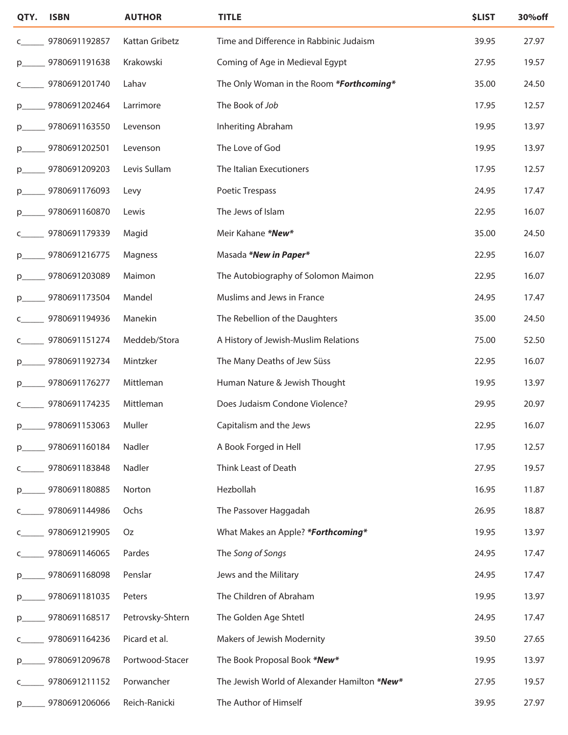| QTY. | ISBN | AUTHOR | TITLE | $LIST | 30%off |
|---|---|---|---|---|---|
| c_____ | 9780691192857 | Kattan Gribetz | Time and Difference in Rabbinic Judaism | 39.95 | 27.97 |
| p_____ | 9780691191638 | Krakowski | Coming of Age in Medieval Egypt | 27.95 | 19.57 |
| c_____ | 9780691201740 | Lahav | The Only Woman in the Room ***Forthcoming*** | 35.00 | 24.50 |
| p_____ | 9780691202464 | Larrimore | The Book of *Job* | 17.95 | 12.57 |
| p_____ | 9780691163550 | Levenson | Inheriting Abraham | 19.95 | 13.97 |
| p_____ | 9780691202501 | Levenson | The Love of God | 19.95 | 13.97 |
| p_____ | 9780691209203 | Levis Sullam | The Italian Executioners | 17.95 | 12.57 |
| p_____ | 9780691176093 | Levy | Poetic Trespass | 24.95 | 17.47 |
| p_____ | 9780691160870 | Lewis | The Jews of Islam | 22.95 | 16.07 |
| c_____ | 9780691179339 | Magid | Meir Kahane ***New*** | 35.00 | 24.50 |
| p_____ | 9780691216775 | Magness | Masada ***New in Paper*** | 22.95 | 16.07 |
| p_____ | 9780691203089 | Maimon | The Autobiography of Solomon Maimon | 22.95 | 16.07 |
| p_____ | 9780691173504 | Mandel | Muslims and Jews in France | 24.95 | 17.47 |
| c_____ | 9780691194936 | Manekin | The Rebellion of the Daughters | 35.00 | 24.50 |
| c_____ | 9780691151274 | Meddeb/Stora | A History of Jewish-Muslim Relations | 75.00 | 52.50 |
| p_____ | 9780691192734 | Mintzker | The Many Deaths of Jew Süss | 22.95 | 16.07 |
| p_____ | 9780691176277 | Mittleman | Human Nature & Jewish Thought | 19.95 | 13.97 |
| c_____ | 9780691174235 | Mittleman | Does Judaism Condone Violence? | 29.95 | 20.97 |
| p_____ | 9780691153063 | Muller | Capitalism and the Jews | 22.95 | 16.07 |
| p_____ | 9780691160184 | Nadler | A Book Forged in Hell | 17.95 | 12.57 |
| c_____ | 9780691183848 | Nadler | Think Least of Death | 27.95 | 19.57 |
| p_____ | 9780691180885 | Norton | Hezbollah | 16.95 | 11.87 |
| c_____ | 9780691144986 | Ochs | The Passover Haggadah | 26.95 | 18.87 |
| c_____ | 9780691219905 | Oz | What Makes an Apple? ***Forthcoming*** | 19.95 | 13.97 |
| c_____ | 9780691146065 | Pardes | The *Song of Songs* | 24.95 | 17.47 |
| p_____ | 9780691168098 | Penslar | Jews and the Military | 24.95 | 17.47 |
| p_____ | 9780691181035 | Peters | The Children of Abraham | 19.95 | 13.97 |
| p_____ | 9780691168517 | Petrovsky-Shtern | The Golden Age Shtetl | 24.95 | 17.47 |
| c_____ | 9780691164236 | Picard et al. | Makers of Jewish Modernity | 39.50 | 27.65 |
| p_____ | 9780691209678 | Portwood-Stacer | The Book Proposal Book ***New*** | 19.95 | 13.97 |
| c_____ | 9780691211152 | Porwancher | The Jewish World of Alexander Hamilton ***New*** | 27.95 | 19.57 |
| p_____ | 9780691206066 | Reich-Ranicki | The Author of Himself | 39.95 | 27.97 |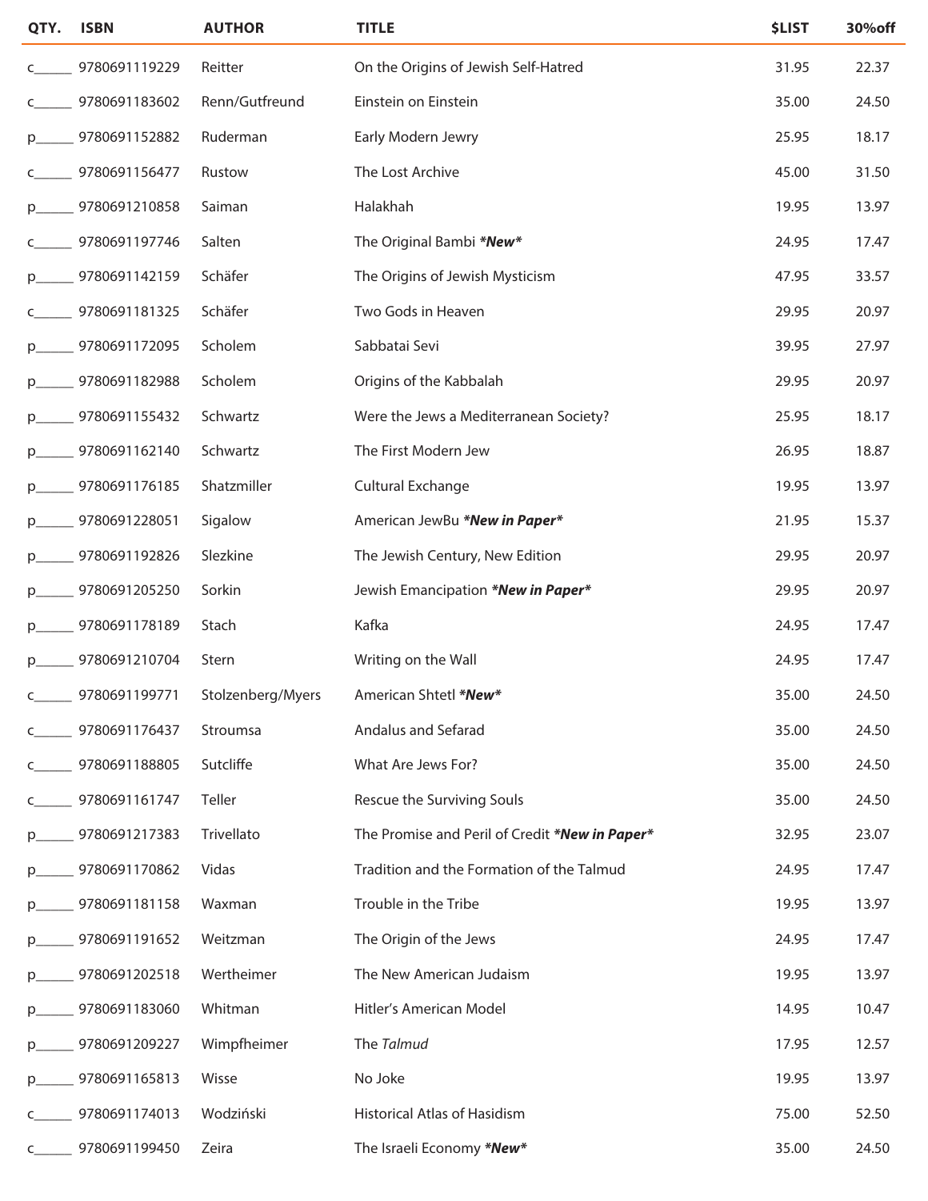| QTY. | ISBN | AUTHOR | TITLE | $LIST | 30%off |
|---|---|---|---|---|---|
| c_____ | 9780691119229 | Reitter | On the Origins of Jewish Self-Hatred | 31.95 | 22.37 |
| c_____ | 9780691183602 | Renn/Gutfreund | Einstein on Einstein | 35.00 | 24.50 |
| p_____ | 9780691152882 | Ruderman | Early Modern Jewry | 25.95 | 18.17 |
| c_____ | 9780691156477 | Rustow | The Lost Archive | 45.00 | 31.50 |
| p_____ | 9780691210858 | Saiman | Halakhah | 19.95 | 13.97 |
| c_____ | 9780691197746 | Salten | The Original Bambi ***New*** | 24.95 | 17.47 |
| p_____ | 9780691142159 | Schäfer | The Origins of Jewish Mysticism | 47.95 | 33.57 |
| c_____ | 9780691181325 | Schäfer | Two Gods in Heaven | 29.95 | 20.97 |
| p_____ | 9780691172095 | Scholem | Sabbatai Sevi | 39.95 | 27.97 |
| p_____ | 9780691182988 | Scholem | Origins of the Kabbalah | 29.95 | 20.97 |
| p_____ | 9780691155432 | Schwartz | Were the Jews a Mediterranean Society? | 25.95 | 18.17 |
| p_____ | 9780691162140 | Schwartz | The First Modern Jew | 26.95 | 18.87 |
| p_____ | 9780691176185 | Shatzmiller | Cultural Exchange | 19.95 | 13.97 |
| p_____ | 9780691228051 | Sigalow | American JewBu ***New in Paper*** | 21.95 | 15.37 |
| p_____ | 9780691192826 | Slezkine | The Jewish Century, New Edition | 29.95 | 20.97 |
| p_____ | 9780691205250 | Sorkin | Jewish Emancipation ***New in Paper*** | 29.95 | 20.97 |
| p_____ | 9780691178189 | Stach | Kafka | 24.95 | 17.47 |
| p_____ | 9780691210704 | Stern | Writing on the Wall | 24.95 | 17.47 |
| c_____ | 9780691199771 | Stolzenberg/Myers | American Shtetl ***New*** | 35.00 | 24.50 |
| c_____ | 9780691176437 | Stroumsa | Andalus and Sefarad | 35.00 | 24.50 |
| c_____ | 9780691188805 | Sutcliffe | What Are Jews For? | 35.00 | 24.50 |
| c_____ | 9780691161747 | Teller | Rescue the Surviving Souls | 35.00 | 24.50 |
| p_____ | 9780691217383 | Trivellato | The Promise and Peril of Credit ***New in Paper*** | 32.95 | 23.07 |
| p_____ | 9780691170862 | Vidas | Tradition and the Formation of the Talmud | 24.95 | 17.47 |
| p_____ | 9780691181158 | Waxman | Trouble in the Tribe | 19.95 | 13.97 |
| p_____ | 9780691191652 | Weitzman | The Origin of the Jews | 24.95 | 17.47 |
| p_____ | 9780691202518 | Wertheimer | The New American Judaism | 19.95 | 13.97 |
| p_____ | 9780691183060 | Whitman | Hitler's American Model | 14.95 | 10.47 |
| p_____ | 9780691209227 | Wimpfheimer | The *Talmud* | 17.95 | 12.57 |
| p_____ | 9780691165813 | Wisse | No Joke | 19.95 | 13.97 |
| c_____ | 9780691174013 | Wodziński | Historical Atlas of Hasidism | 75.00 | 52.50 |
| c_____ | 9780691199450 | Zeira | The Israeli Economy ***New*** | 35.00 | 24.50 |